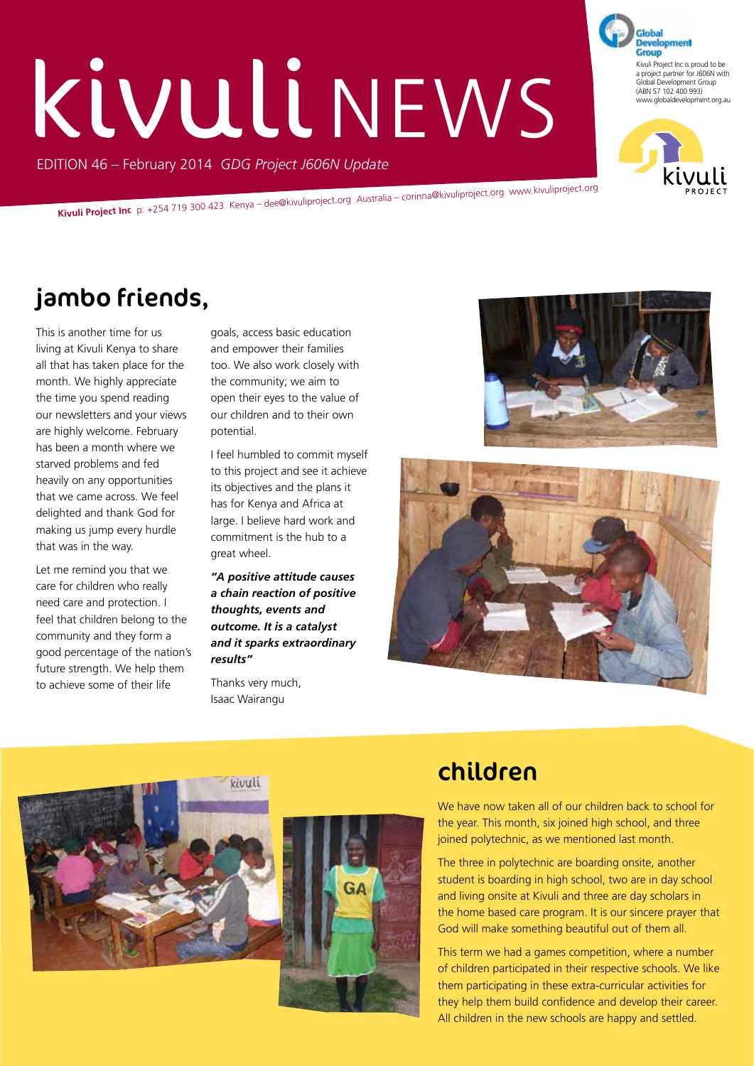# kivuli NEWS

EDITION 46 – February 2014 *GDG Project J606N Update*

Global Development Group

Kivuli Project Inc is proud to be a project partner for J606N with Global Development Group (ABN 57 102 400 993) www.globaldevelopment.org.au

kivuli PROJECT

**Kivuli Project Inc** p: +254 719 300 423 Kenya – dee@kivuliproject.org Australia – corinna@kivuliproject.org www.kivuliproject.org

## jambo friends,

This is another time for us living at Kivuli Kenya to share all that has taken place for the month. We highly appreciate the time you spend reading our newsletters and your views are highly welcome. February has been a month where we starved problems and fed heavily on any opportunities that we came across. We feel delighted and thank God for making us jump every hurdle that was in the way.

Let me remind you that we care for children who really need care and protection. I feel that children belong to the community and they form a good percentage of the nation's future strength. We help them to achieve some of their life goals, access basic education and empower their families too. We also work closely with the community; we aim to open their eyes to the value of our children and to their own potential.

I feel humbled to commit myself to this project and see it achieve its objectives and the plans it has for Kenya and Africa at large. I believe hard work and commitment is the hub to a great wheel.

***"A positive attitude causes a chain reaction of positive thoughts, events and outcome. It is a catalyst and it sparks extraordinary results"***

Thanks very much,
Isaac Wairangu

## children

We have now taken all of our children back to school for the year. This month, six joined high school, and three joined polytechnic, as we mentioned last month.

The three in polytechnic are boarding onsite, another student is boarding in high school, two are in day school and living onsite at Kivuli and three are day scholars in the home based care program. It is our sincere prayer that God will make something beautiful out of them all.

This term we had a games competition, where a number of children participated in their respective schools. We like them participating in these extra-curricular activities for they help them build confidence and develop their career. All children in the new schools are happy and settled.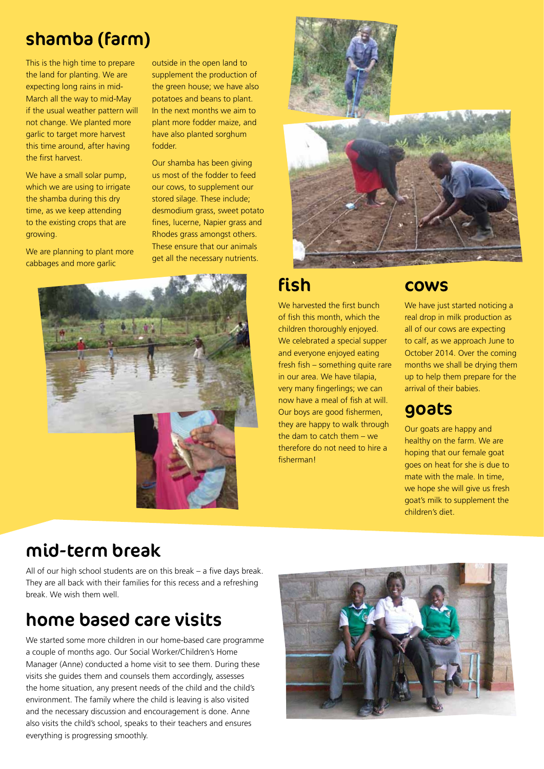## shamba (farm)

This is the high time to prepare the land for planting. We are expecting long rains in mid-March all the way to mid-May if the usual weather pattern will not change. We planted more garlic to target more harvest this time around, after having the first harvest.

We have a small solar pump, which we are using to irrigate the shamba during this dry time, as we keep attending to the existing crops that are growing.

We are planning to plant more cabbages and more garlic outside in the open land to supplement the production of the green house; we have also potatoes and beans to plant. In the next months we aim to plant more fodder maize, and have also planted sorghum fodder.

Our shamba has been giving us most of the fodder to feed our cows, to supplement our stored silage. These include; desmodium grass, sweet potato fines, lucerne, Napier grass and Rhodes grass amongst others. These ensure that our animals get all the necessary nutrients.

## fish

We harvested the first bunch of fish this month, which the children thoroughly enjoyed. We celebrated a special supper and everyone enjoyed eating fresh fish – something quite rare in our area. We have tilapia, very many fingerlings; we can now have a meal of fish at will. Our boys are good fishermen, they are happy to walk through the dam to catch them – we therefore do not need to hire a fisherman!

## cows

We have just started noticing a real drop in milk production as all of our cows are expecting to calf, as we approach June to October 2014. Over the coming months we shall be drying them up to help them prepare for the arrival of their babies.

## goats

Our goats are happy and healthy on the farm. We are hoping that our female goat goes on heat for she is due to mate with the male. In time, we hope she will give us fresh goat's milk to supplement the children's diet.

## mid-term break

All of our high school students are on this break – a five days break. They are all back with their families for this recess and a refreshing break. We wish them well.

## home based care visits

We started some more children in our home-based care programme a couple of months ago. Our Social Worker/Children's Home Manager (Anne) conducted a home visit to see them. During these visits she guides them and counsels them accordingly, assesses the home situation, any present needs of the child and the child's environment. The family where the child is leaving is also visited and the necessary discussion and encouragement is done. Anne also visits the child's school, speaks to their teachers and ensures everything is progressing smoothly.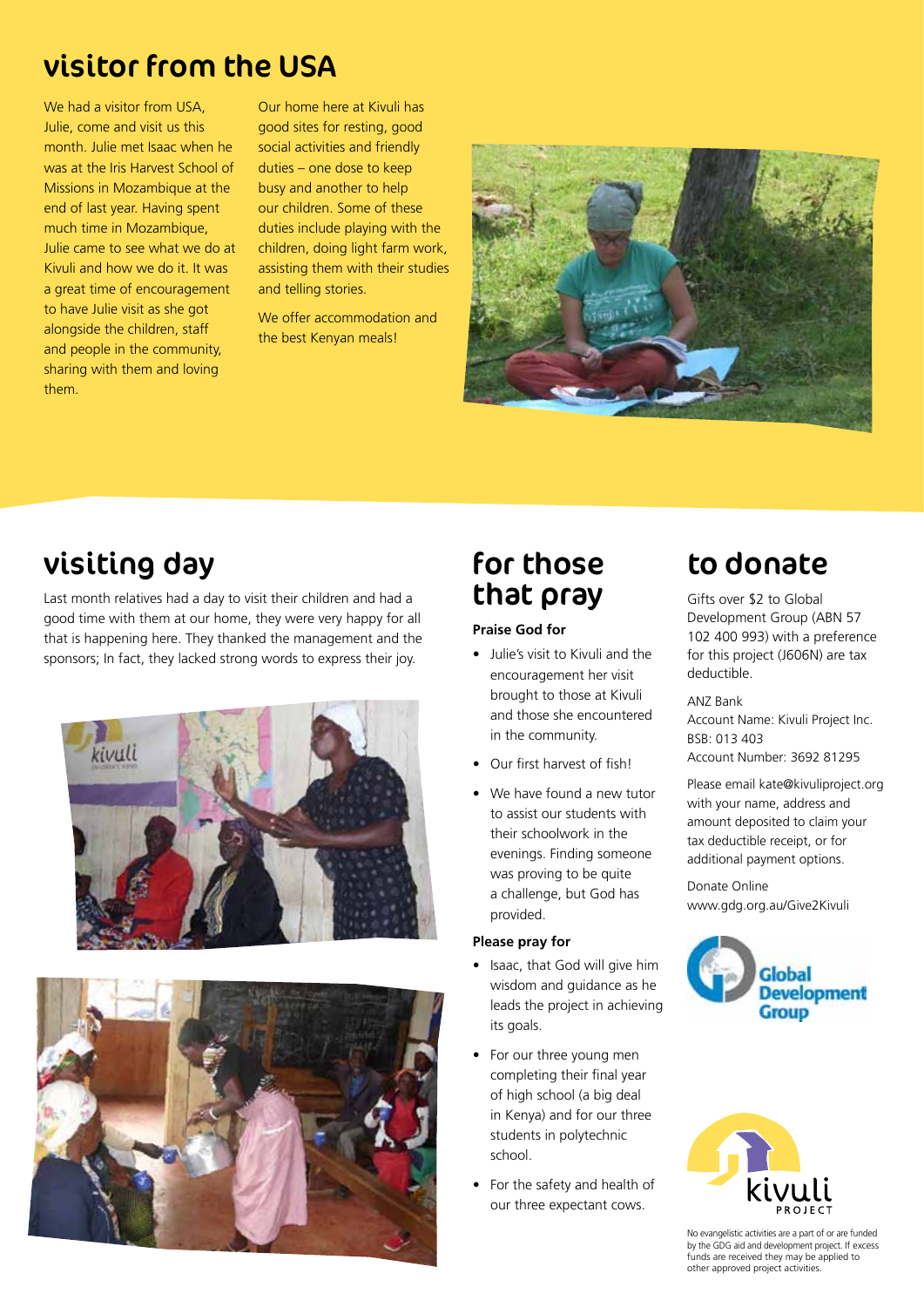## visitor from the USA

We had a visitor from USA, Julie, come and visit us this month. Julie met Isaac when he was at the Iris Harvest School of Missions in Mozambique at the end of last year. Having spent much time in Mozambique, Julie came to see what we do at Kivuli and how we do it. It was a great time of encouragement to have Julie visit as she got alongside the children, staff and people in the community, sharing with them and loving them.

Our home here at Kivuli has good sites for resting, good social activities and friendly duties – one dose to keep busy and another to help our children. Some of these duties include playing with the children, doing light farm work, assisting them with their studies and telling stories.

We offer accommodation and the best Kenyan meals!

## visiting day

Last month relatives had a day to visit their children and had a good time with them at our home, they were very happy for all that is happening here. They thanked the management and the sponsors; In fact, they lacked strong words to express their joy.

## for those that pray

**Praise God for**

- Julie's visit to Kivuli and the encouragement her visit brought to those at Kivuli and those she encountered in the community.
- Our first harvest of fish!
- We have found a new tutor to assist our students with their schoolwork in the evenings. Finding someone was proving to be quite a challenge, but God has provided.

**Please pray for**

- Isaac, that God will give him wisdom and guidance as he leads the project in achieving its goals.
- For our three young men completing their final year of high school (a big deal in Kenya) and for our three students in polytechnic school.
- For the safety and health of our three expectant cows.

## to donate

Gifts over $2 to Global Development Group (ABN 57 102 400 993) with a preference for this project (J606N) are tax deductible.

ANZ Bank
Account Name: Kivuli Project Inc.
BSB: 013 403
Account Number: 3692 81295

Please email kate@kivuliproject.org with your name, address and amount deposited to claim your tax deductible receipt, or for additional payment options.

Donate Online
www.gdg.org.au/Give2Kivuli

Global Development Group

kivuli PROJECT

No evangelistic activities are a part of or are funded by the GDG aid and development project. If excess funds are received they may be applied to other approved project activities.